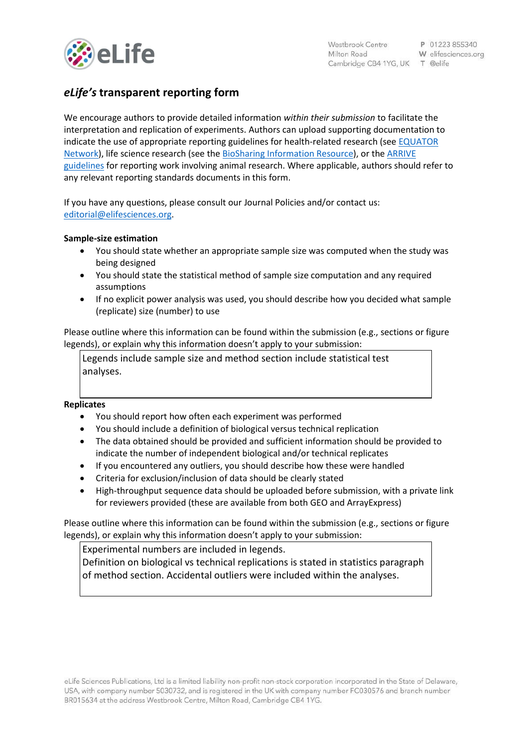# *eLife's* transparent reporting form

We encourage authors to provide detailed information *within their submission* to facilitate the interpretation and replication of experiments. Authors can upload supporting documentation to indicate the use of appropriate reporting guidelines for health-related research (see EQUATOR Network), life science research (see the BioSharing Information Resource), or the ARRIVE guidelines for reporting work involving animal research. Where applicable, authors should refer to any relevant reporting standards documents in this form.

If you have any questions, please consult our Journal Policies and/or contact us: editorial@elifesciences.org.

**Sample-size estimation**

- You should state whether an appropriate sample size was computed when the study was being designed
- You should state the statistical method of sample size computation and any required assumptions
- If no explicit power analysis was used, you should describe how you decided what sample (replicate) size (number) to use

Please outline where this information can be found within the submission (e.g., sections or figure legends), or explain why this information doesn't apply to your submission:

> Legends include sample size and method section include statistical test analyses.

**Replicates**

- You should report how often each experiment was performed
- You should include a definition of biological versus technical replication
- The data obtained should be provided and sufficient information should be provided to indicate the number of independent biological and/or technical replicates
- If you encountered any outliers, you should describe how these were handled
- Criteria for exclusion/inclusion of data should be clearly stated
- High-throughput sequence data should be uploaded before submission, with a private link for reviewers provided (these are available from both GEO and ArrayExpress)

Please outline where this information can be found within the submission (e.g., sections or figure legends), or explain why this information doesn't apply to your submission:

> Experimental numbers are included in legends.
> Definition on biological vs technical replications is stated in statistics paragraph of method section. Accidental outliers were included within the analyses.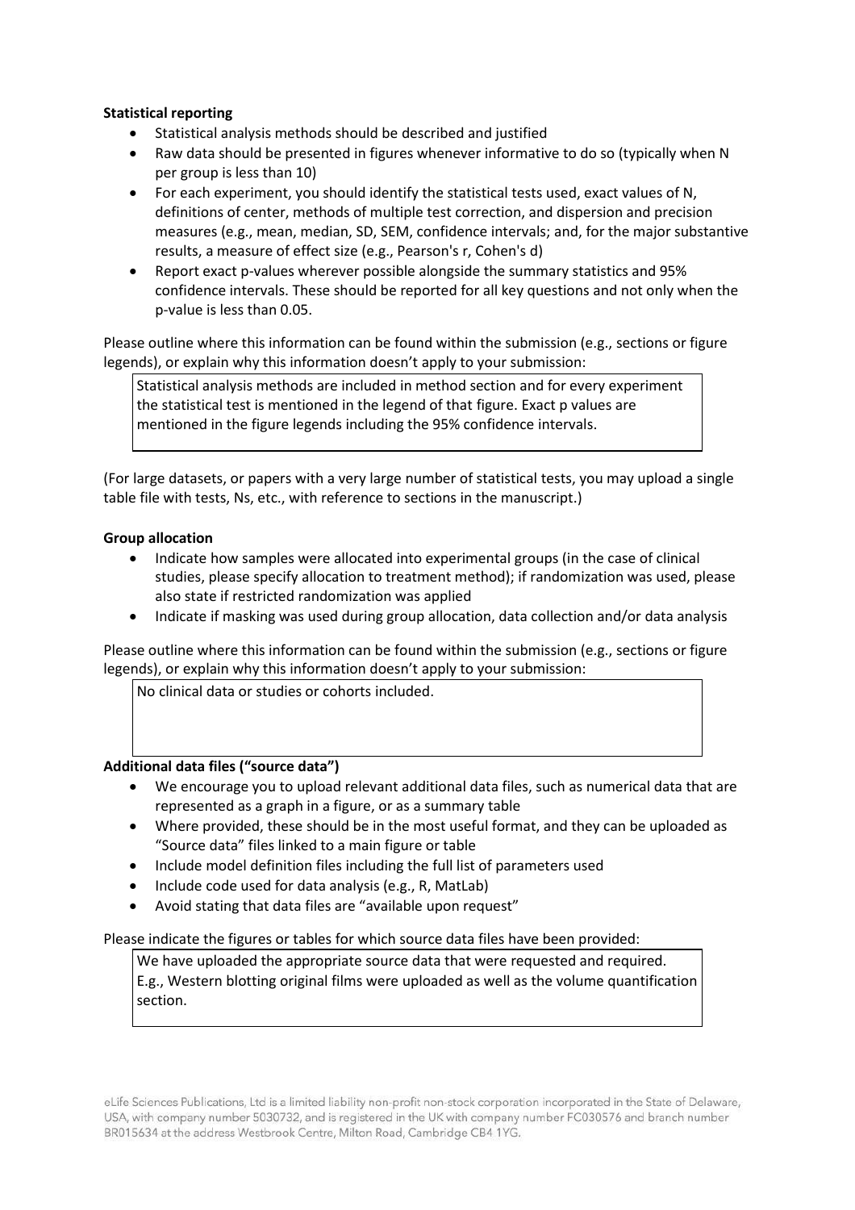**Statistical reporting**

- Statistical analysis methods should be described and justified
- Raw data should be presented in figures whenever informative to do so (typically when N per group is less than 10)
- For each experiment, you should identify the statistical tests used, exact values of N, definitions of center, methods of multiple test correction, and dispersion and precision measures (e.g., mean, median, SD, SEM, confidence intervals; and, for the major substantive results, a measure of effect size (e.g., Pearson's r, Cohen's d)
- Report exact p-values wherever possible alongside the summary statistics and 95% confidence intervals. These should be reported for all key questions and not only when the p-value is less than 0.05.

Please outline where this information can be found within the submission (e.g., sections or figure legends), or explain why this information doesn't apply to your submission:

> Statistical analysis methods are included in method section and for every experiment the statistical test is mentioned in the legend of that figure. Exact p values are mentioned in the figure legends including the 95% confidence intervals.

(For large datasets, or papers with a very large number of statistical tests, you may upload a single table file with tests, Ns, etc., with reference to sections in the manuscript.)

**Group allocation**

- Indicate how samples were allocated into experimental groups (in the case of clinical studies, please specify allocation to treatment method); if randomization was used, please also state if restricted randomization was applied
- Indicate if masking was used during group allocation, data collection and/or data analysis

Please outline where this information can be found within the submission (e.g., sections or figure legends), or explain why this information doesn't apply to your submission:

> No clinical data or studies or cohorts included.

**Additional data files ("source data")**

- We encourage you to upload relevant additional data files, such as numerical data that are represented as a graph in a figure, or as a summary table
- Where provided, these should be in the most useful format, and they can be uploaded as "Source data" files linked to a main figure or table
- Include model definition files including the full list of parameters used
- Include code used for data analysis (e.g., R, MatLab)
- Avoid stating that data files are "available upon request"

Please indicate the figures or tables for which source data files have been provided:

> We have uploaded the appropriate source data that were requested and required. E.g., Western blotting original films were uploaded as well as the volume quantification section.

eLife Sciences Publications, Ltd is a limited liability non-profit non-stock corporation incorporated in the State of Delaware, USA, with company number 5030732, and is registered in the UK with company number FC030576 and branch number BR015634 at the address Westbrook Centre, Milton Road, Cambridge CB4 1YG.